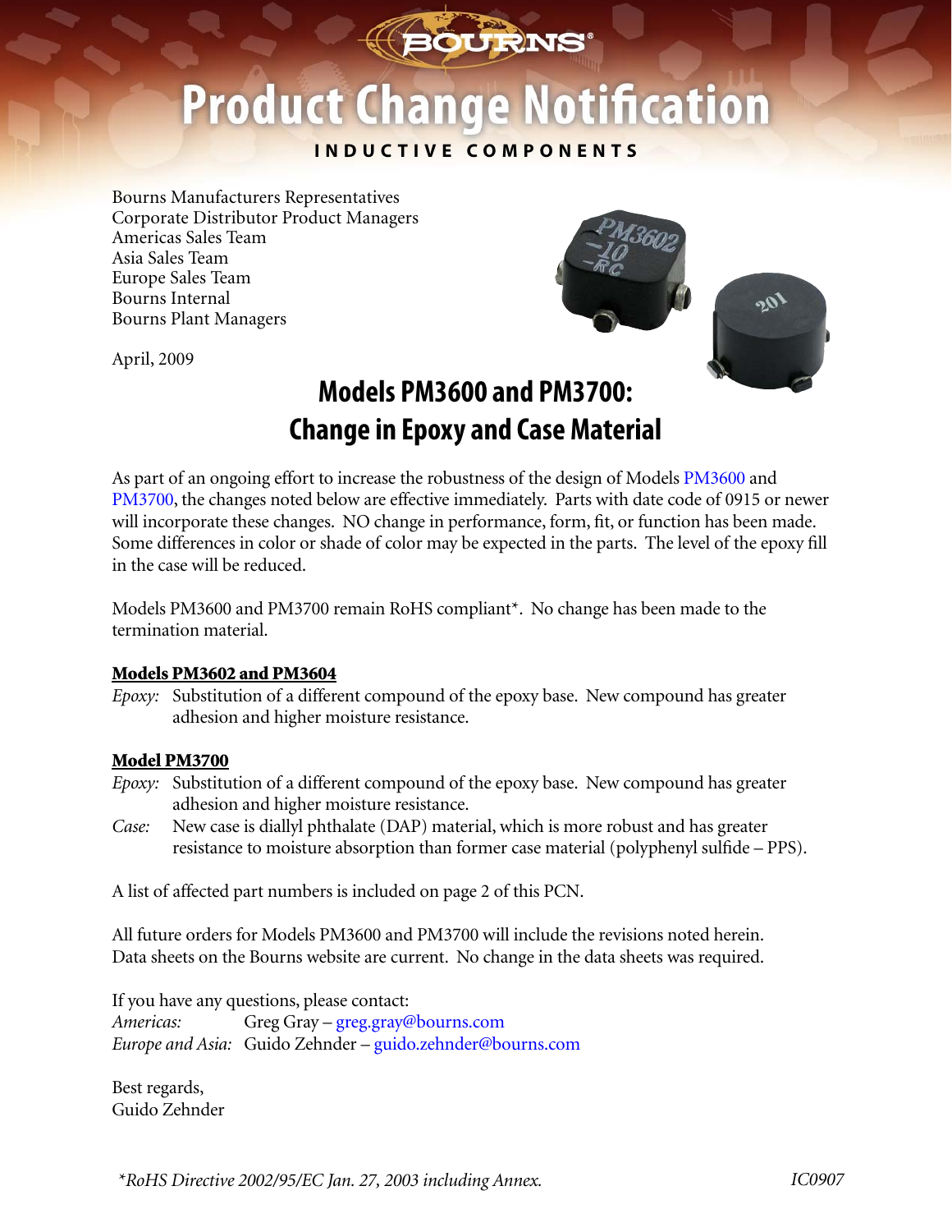# Product Change Notification

**INDUCTIVE COMPONENTS**

Bourns Manufacturers Representatives
Corporate Distributor Product Managers
Americas Sales Team
Asia Sales Team
Europe Sales Team
Bourns Internal
Bourns Plant Managers

April, 2009

## Models PM3600 and PM3700: Change in Epoxy and Case Material

As part of an ongoing effort to increase the robustness of the design of Models PM3600 and PM3700, the changes noted below are effective immediately. Parts with date code of 0915 or newer will incorporate these changes. NO change in performance, form, fit, or function has been made. Some differences in color or shade of color may be expected in the parts. The level of the epoxy fill in the case will be reduced.

Models PM3600 and PM3700 remain RoHS compliant*. No change has been made to the termination material.

**Models PM3602 and PM3604**

*Epoxy:* Substitution of a different compound of the epoxy base. New compound has greater adhesion and higher moisture resistance.

**Model PM3700**

*Epoxy:* Substitution of a different compound of the epoxy base. New compound has greater adhesion and higher moisture resistance.

*Case:* New case is diallyl phthalate (DAP) material, which is more robust and has greater resistance to moisture absorption than former case material (polyphenyl sulfide – PPS).

A list of affected part numbers is included on page 2 of this PCN.

All future orders for Models PM3600 and PM3700 will include the revisions noted herein. Data sheets on the Bourns website are current. No change in the data sheets was required.

If you have any questions, please contact:
*Americas:* Greg Gray – greg.gray@bourns.com
*Europe and Asia:* Guido Zehnder – guido.zehnder@bourns.com

Best regards,
Guido Zehnder

*\*RoHS Directive 2002/95/EC Jan. 27, 2003 including Annex.*

IC0907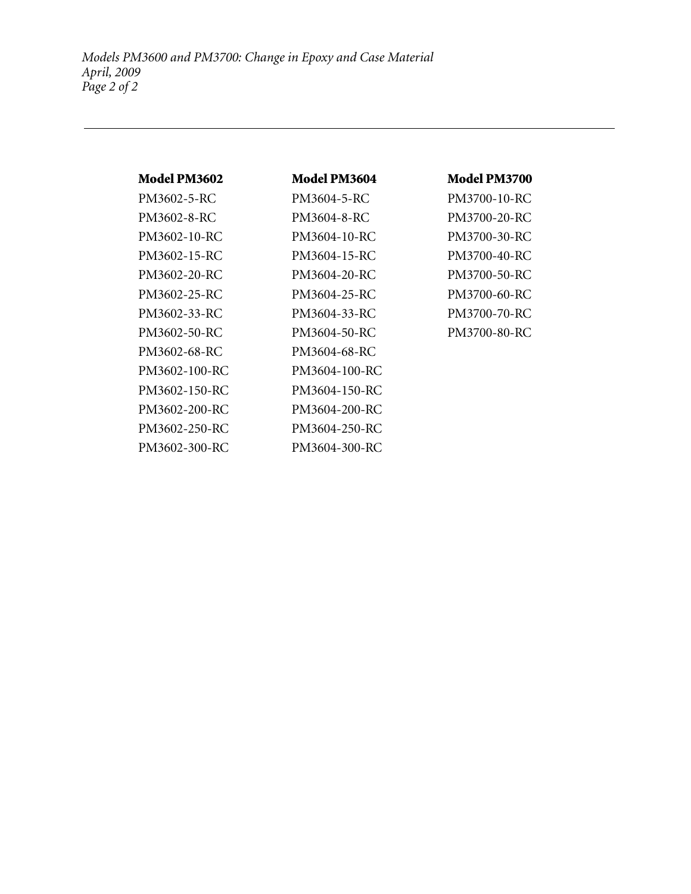| Model PM3602 | Model PM3604 | Model PM3700 |
|---|---|---|
| PM3602-5-RC | PM3604-5-RC | PM3700-10-RC |
| PM3602-8-RC | PM3604-8-RC | PM3700-20-RC |
| PM3602-10-RC | PM3604-10-RC | PM3700-30-RC |
| PM3602-15-RC | PM3604-15-RC | PM3700-40-RC |
| PM3602-20-RC | PM3604-20-RC | PM3700-50-RC |
| PM3602-25-RC | PM3604-25-RC | PM3700-60-RC |
| PM3602-33-RC | PM3604-33-RC | PM3700-70-RC |
| PM3602-50-RC | PM3604-50-RC | PM3700-80-RC |
| PM3602-68-RC | PM3604-68-RC | |
| PM3602-100-RC | PM3604-100-RC | |
| PM3602-150-RC | PM3604-150-RC | |
| PM3602-200-RC | PM3604-200-RC | |
| PM3602-250-RC | PM3604-250-RC | |
| PM3602-300-RC | PM3604-300-RC | |